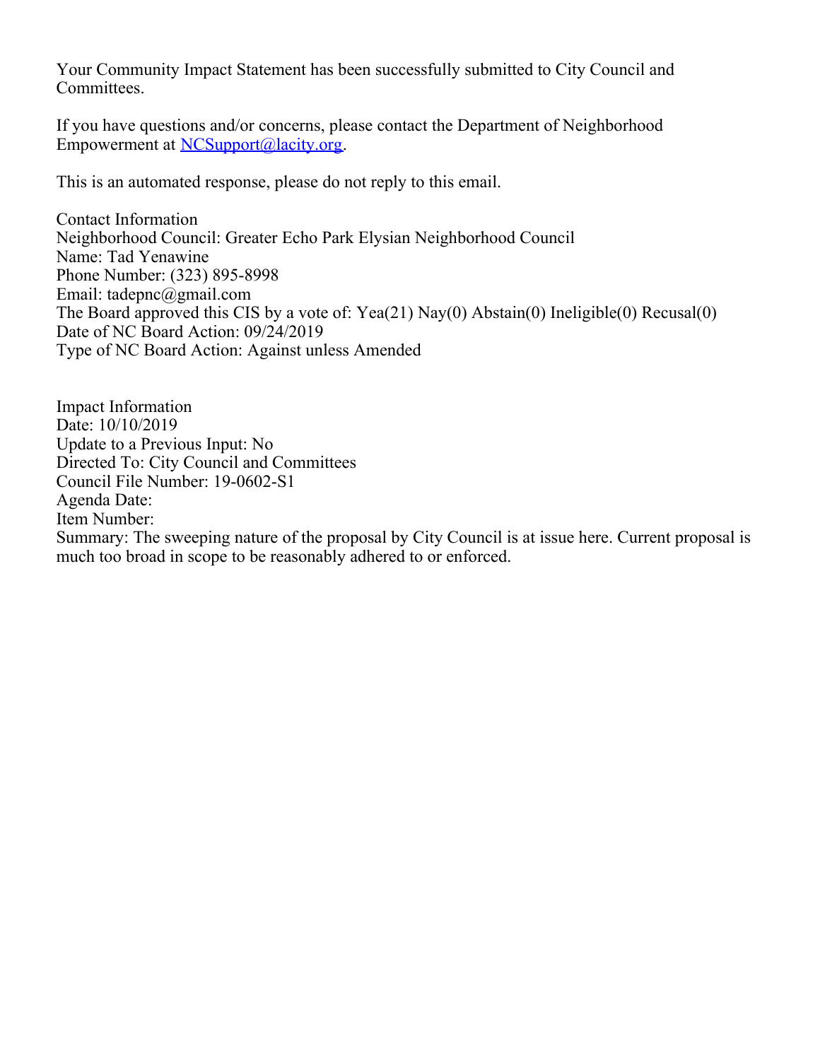Your Community Impact Statement has been successfully submitted to City Council and Committees.

If you have questions and/or concerns, please contact the Department of Neighborhood Empowerment at NCSupport@lacity.org.

This is an automated response, please do not reply to this email.

Contact Information
Neighborhood Council: Greater Echo Park Elysian Neighborhood Council
Name: Tad Yenawine
Phone Number: (323) 895-8998
Email: tadepnc@gmail.com
The Board approved this CIS by a vote of: Yea(21) Nay(0) Abstain(0) Ineligible(0) Recusal(0)
Date of NC Board Action: 09/24/2019
Type of NC Board Action: Against unless Amended

Impact Information
Date: 10/10/2019
Update to a Previous Input: No
Directed To: City Council and Committees
Council File Number: 19-0602-S1
Agenda Date:
Item Number:
Summary: The sweeping nature of the proposal by City Council is at issue here. Current proposal is much too broad in scope to be reasonably adhered to or enforced.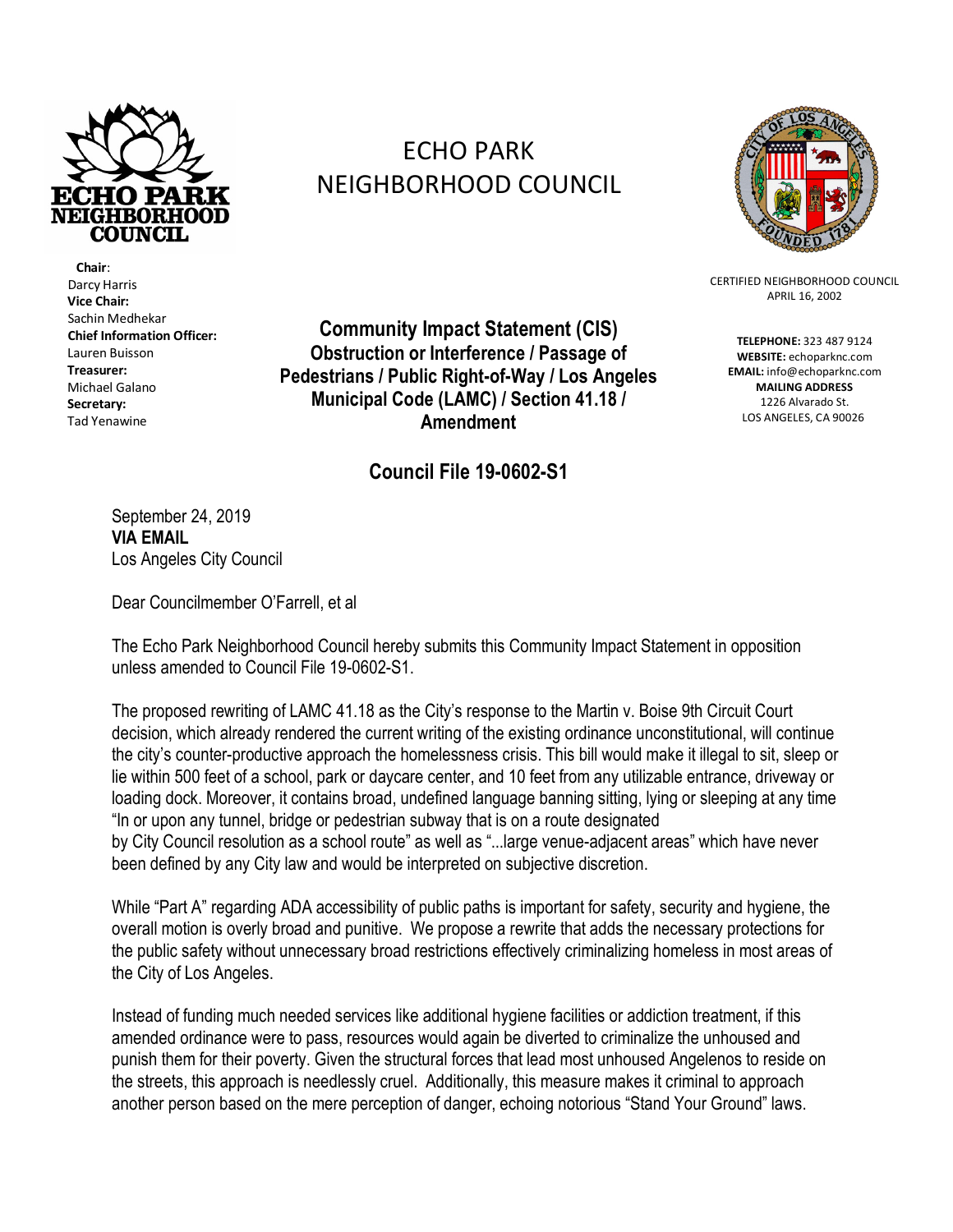# ECHO PARK NEIGHBORHOOD COUNCIL

**Chair**:
Darcy Harris
**Vice Chair:**
Sachin Medhekar
**Chief Information Officer:**
Lauren Buisson
**Treasurer:**
Michael Galano
**Secretary:**
Tad Yenawine

CERTIFIED NEIGHBORHOOD COUNCIL
APRIL 16, 2002

**TELEPHONE:** 323 487 9124
**WEBSITE:** echoparknc.com
**EMAIL:** info@echoparknc.com
**MAILING ADDRESS**
1226 Alvarado St.
LOS ANGELES, CA 90026

## Community Impact Statement (CIS) Obstruction or Interference / Passage of Pedestrians / Public Right-of-Way / Los Angeles Municipal Code (LAMC) / Section 41.18 / Amendment

## Council File 19-0602-S1

September 24, 2019
**VIA EMAIL**
Los Angeles City Council

Dear Councilmember O'Farrell, et al

The Echo Park Neighborhood Council hereby submits this Community Impact Statement in opposition unless amended to Council File 19-0602-S1.

The proposed rewriting of LAMC 41.18 as the City's response to the Martin v. Boise 9th Circuit Court decision, which already rendered the current writing of the existing ordinance unconstitutional, will continue the city's counter-productive approach the homelessness crisis. This bill would make it illegal to sit, sleep or lie within 500 feet of a school, park or daycare center, and 10 feet from any utilizable entrance, driveway or loading dock. Moreover, it contains broad, undefined language banning sitting, lying or sleeping at any time "In or upon any tunnel, bridge or pedestrian subway that is on a route designated by City Council resolution as a school route" as well as "...large venue-adjacent areas" which have never been defined by any City law and would be interpreted on subjective discretion.

While "Part A" regarding ADA accessibility of public paths is important for safety, security and hygiene, the overall motion is overly broad and punitive. We propose a rewrite that adds the necessary protections for the public safety without unnecessary broad restrictions effectively criminalizing homeless in most areas of the City of Los Angeles.

Instead of funding much needed services like additional hygiene facilities or addiction treatment, if this amended ordinance were to pass, resources would again be diverted to criminalize the unhoused and punish them for their poverty. Given the structural forces that lead most unhoused Angelenos to reside on the streets, this approach is needlessly cruel. Additionally, this measure makes it criminal to approach another person based on the mere perception of danger, echoing notorious "Stand Your Ground" laws.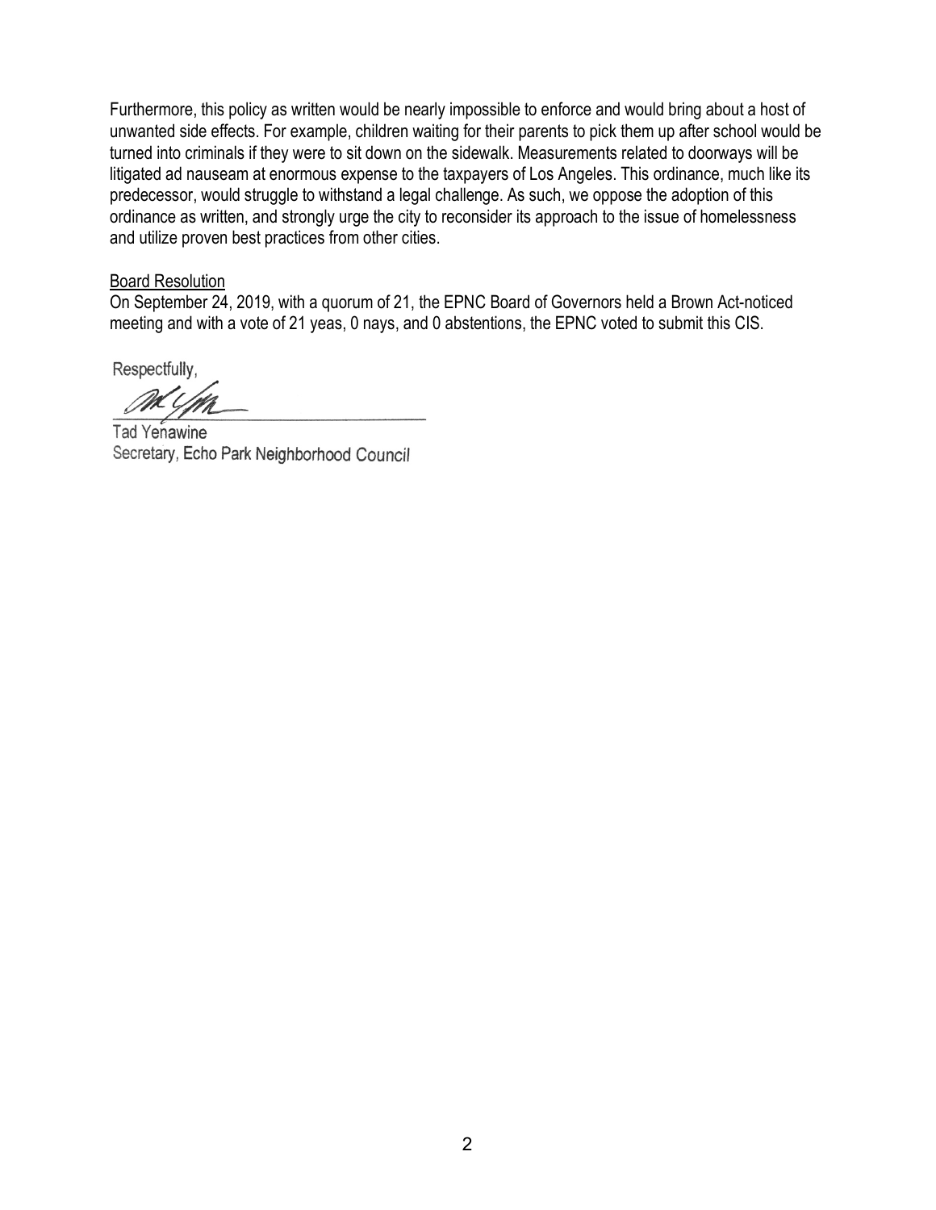Furthermore, this policy as written would be nearly impossible to enforce and would bring about a host of unwanted side effects. For example, children waiting for their parents to pick them up after school would be turned into criminals if they were to sit down on the sidewalk. Measurements related to doorways will be litigated ad nauseam at enormous expense to the taxpayers of Los Angeles. This ordinance, much like its predecessor, would struggle to withstand a legal challenge. As such, we oppose the adoption of this ordinance as written, and strongly urge the city to reconsider its approach to the issue of homelessness and utilize proven best practices from other cities.

Board Resolution

On September 24, 2019, with a quorum of 21, the EPNC Board of Governors held a Brown Act-noticed meeting and with a vote of 21 yeas, 0 nays, and 0 abstentions, the EPNC voted to submit this CIS.

Respectfully,

Tad Yenawine
Secretary, Echo Park Neighborhood Council